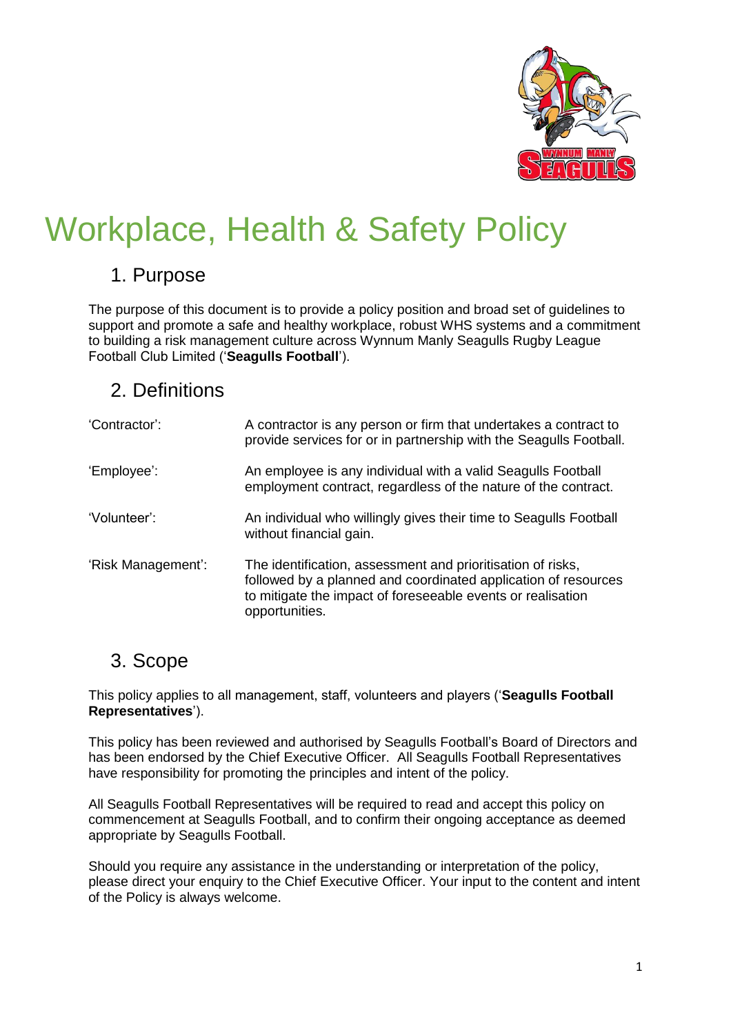# Workplace, Health & Safety Policy

## 1. Purpose

The purpose of this document is to provide a policy position and broad set of guidelines to support and promote a safe and healthy workplace, robust WHS systems and a commitment to building a risk management culture across Wynnum Manly Seagulls Rugby League Football Club Limited ('**Seagulls Football**').

## 2. Definitions

| | |
|---|---|
| 'Contractor': | A contractor is any person or firm that undertakes a contract to provide services for or in partnership with the Seagulls Football. |
| 'Employee': | An employee is any individual with a valid Seagulls Football employment contract, regardless of the nature of the contract. |
| 'Volunteer': | An individual who willingly gives their time to Seagulls Football without financial gain. |
| 'Risk Management': | The identification, assessment and prioritisation of risks, followed by a planned and coordinated application of resources to mitigate the impact of foreseeable events or realisation opportunities. |

## 3. Scope

This policy applies to all management, staff, volunteers and players ('**Seagulls Football Representatives**').

This policy has been reviewed and authorised by Seagulls Football's Board of Directors and has been endorsed by the Chief Executive Officer. All Seagulls Football Representatives have responsibility for promoting the principles and intent of the policy.

All Seagulls Football Representatives will be required to read and accept this policy on commencement at Seagulls Football, and to confirm their ongoing acceptance as deemed appropriate by Seagulls Football.

Should you require any assistance in the understanding or interpretation of the policy, please direct your enquiry to the Chief Executive Officer. Your input to the content and intent of the Policy is always welcome.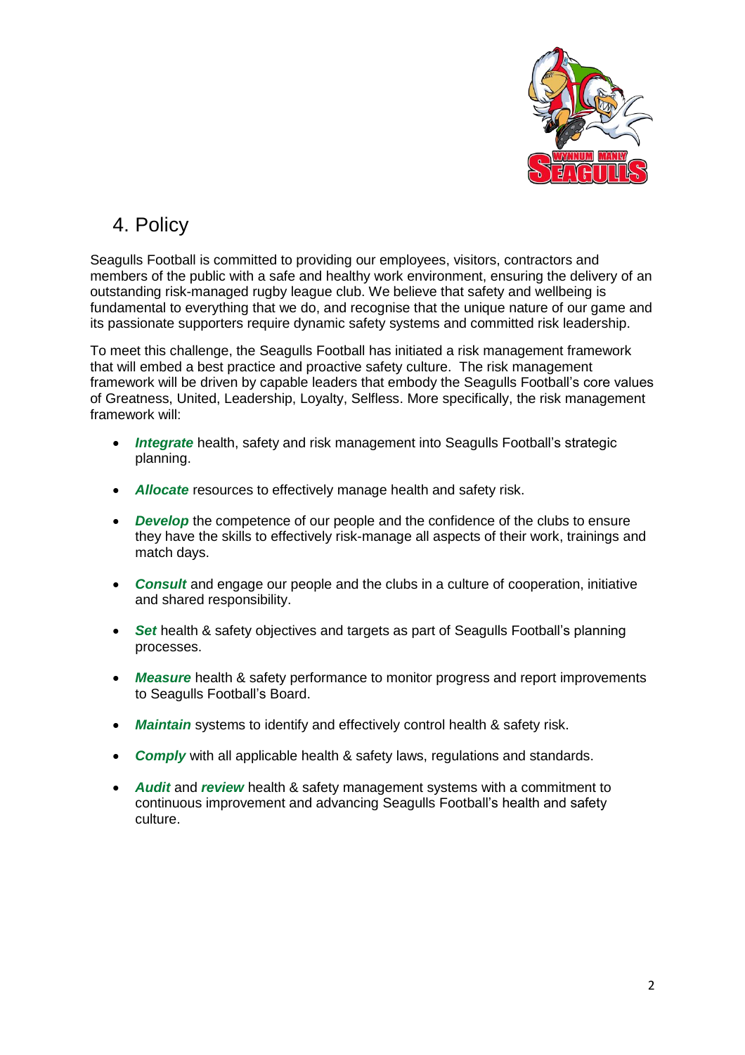## 4. Policy

Seagulls Football is committed to providing our employees, visitors, contractors and members of the public with a safe and healthy work environment, ensuring the delivery of an outstanding risk-managed rugby league club. We believe that safety and wellbeing is fundamental to everything that we do, and recognise that the unique nature of our game and its passionate supporters require dynamic safety systems and committed risk leadership.

To meet this challenge, the Seagulls Football has initiated a risk management framework that will embed a best practice and proactive safety culture. The risk management framework will be driven by capable leaders that embody the Seagulls Football's core values of Greatness, United, Leadership, Loyalty, Selfless. More specifically, the risk management framework will:

- ***Integrate*** health, safety and risk management into Seagulls Football's strategic planning.
- ***Allocate*** resources to effectively manage health and safety risk.
- ***Develop*** the competence of our people and the confidence of the clubs to ensure they have the skills to effectively risk-manage all aspects of their work, trainings and match days.
- ***Consult*** and engage our people and the clubs in a culture of cooperation, initiative and shared responsibility.
- ***Set*** health & safety objectives and targets as part of Seagulls Football's planning processes.
- ***Measure*** health & safety performance to monitor progress and report improvements to Seagulls Football's Board.
- ***Maintain*** systems to identify and effectively control health & safety risk.
- ***Comply*** with all applicable health & safety laws, regulations and standards.
- ***Audit*** and ***review*** health & safety management systems with a commitment to continuous improvement and advancing Seagulls Football's health and safety culture.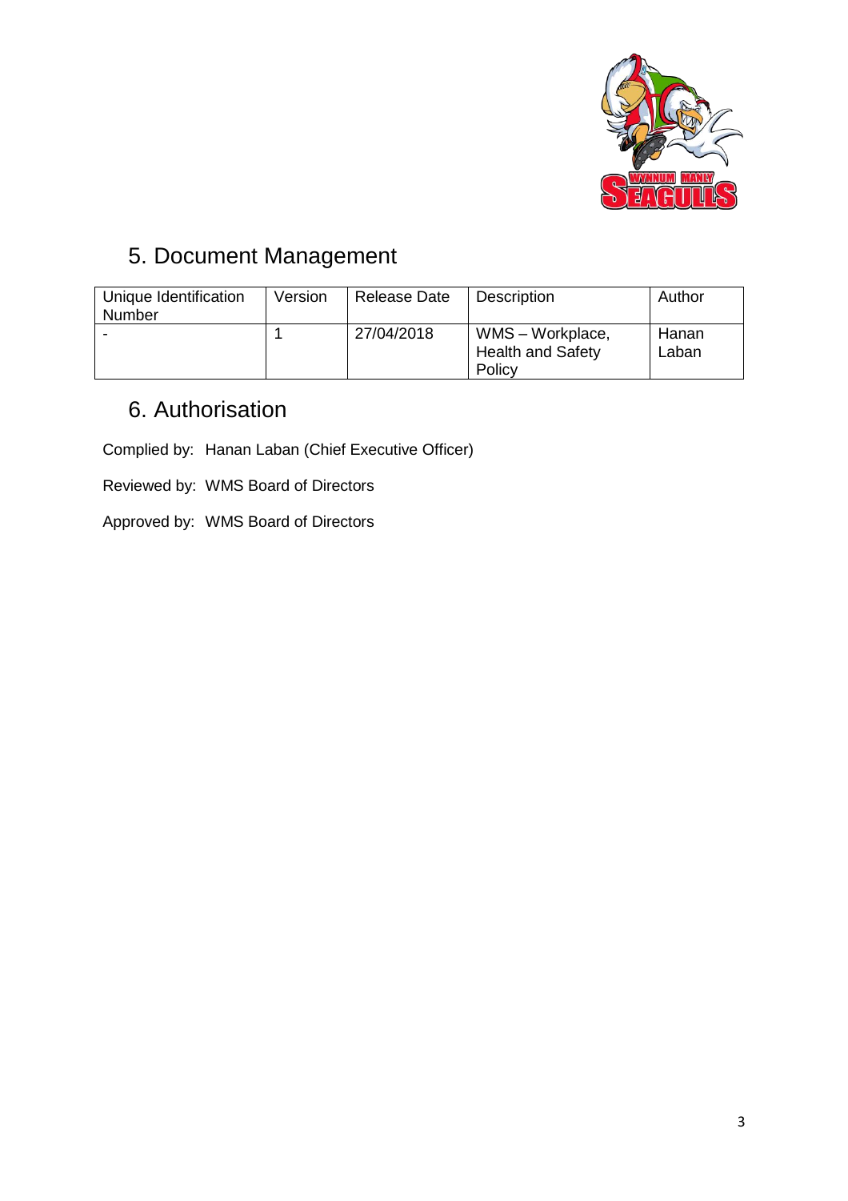## 5. Document Management

| Unique Identification Number | Version | Release Date | Description | Author |
|---|---|---|---|---|
| - | 1 | 27/04/2018 | WMS – Workplace, Health and Safety Policy | Hanan Laban |

## 6. Authorisation

Complied by: Hanan Laban (Chief Executive Officer)

Reviewed by: WMS Board of Directors

Approved by: WMS Board of Directors